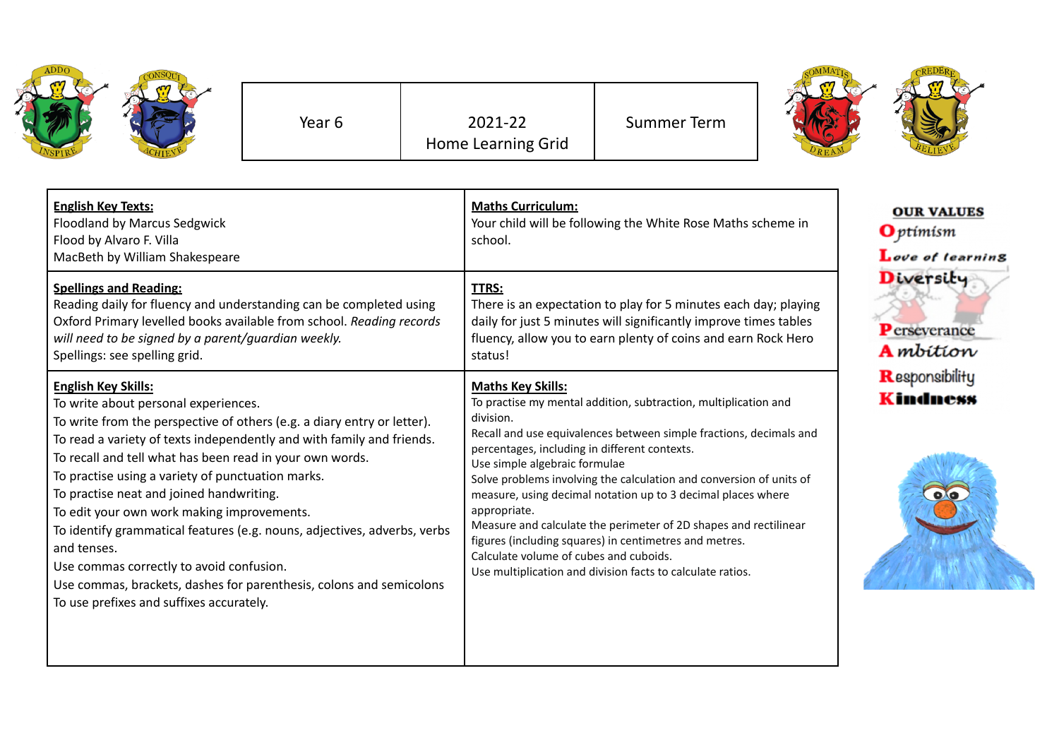| Year 6 | 2021-22 Home Learning Grid | Summer Term |
|---|---|---|

| **English Key Texts:** | **Maths Curriculum:** |
|---|---|
| Floodland by Marcus Sedgwick<br>Flood by Alvaro F. Villa<br>MacBeth by William Shakespeare | Your child will be following the White Rose Maths scheme in school. |
| **Spellings and Reading:**<br>Reading daily for fluency and understanding can be completed using Oxford Primary levelled books available from school. *Reading records will need to be signed by a parent/guardian weekly.*<br>Spellings: see spelling grid. | **TTRS:**<br>There is an expectation to play for 5 minutes each day; playing daily for just 5 minutes will significantly improve times tables fluency, allow you to earn plenty of coins and earn Rock Hero status! |
| **English Key Skills:**<br>To write about personal experiences.<br>To write from the perspective of others (e.g. a diary entry or letter).<br>To read a variety of texts independently and with family and friends.<br>To recall and tell what has been read in your own words.<br>To practise using a variety of punctuation marks.<br>To practise neat and joined handwriting.<br>To edit your own work making improvements.<br>To identify grammatical features (e.g. nouns, adjectives, adverbs, verbs and tenses.<br>Use commas correctly to avoid confusion.<br>Use commas, brackets, dashes for parenthesis, colons and semicolons<br>To use prefixes and suffixes accurately. | **Maths Key Skills:**<br>To practise my mental addition, subtraction, multiplication and division.<br>Recall and use equivalences between simple fractions, decimals and percentages, including in different contexts.<br>Use simple algebraic formulae<br>Solve problems involving the calculation and conversion of units of measure, using decimal notation up to 3 decimal places where appropriate.<br>Measure and calculate the perimeter of 2D shapes and rectilinear figures (including squares) in centimetres and metres.<br>Calculate volume of cubes and cuboids.<br>Use multiplication and division facts to calculate ratios. |

**OUR VALUES**

- **O**ptimism
- **L**ove of learning
- **D**iversity
- **P**erseverance
- **A**mbition
- **R**esponsibility
- **K**indness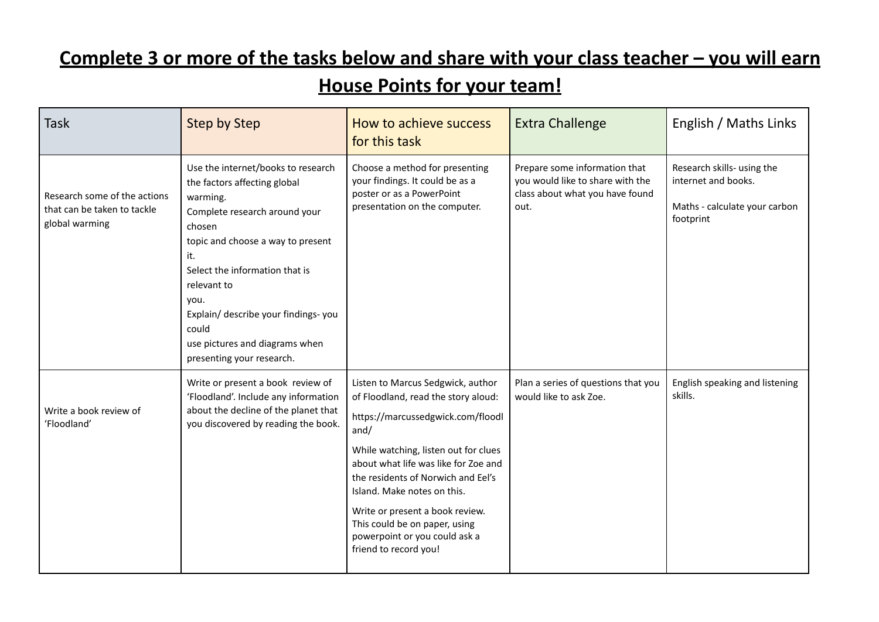## Complete 3 or more of the tasks below and share with your class teacher – you will earn House Points for your team!

| Task | Step by Step | How to achieve success for this task | Extra Challenge | English / Maths Links |
|---|---|---|---|---|
| Research some of the actions that can be taken to tackle global warming | Use the internet/books to research the factors affecting global warming.<br>Complete research around your chosen topic and choose a way to present it.<br>Select the information that is relevant to you.<br>Explain/ describe your findings- you could use pictures and diagrams when presenting your research. | Choose a method for presenting your findings. It could be as a poster or as a PowerPoint presentation on the computer. | Prepare some information that you would like to share with the class about what you have found out. | Research skills- using the internet and books.<br><br>Maths - calculate your carbon footprint |
| Write a book review of 'Floodland' | Write or present a book review of 'Floodland'. Include any information about the decline of the planet that you discovered by reading the book. | Listen to Marcus Sedgwick, author of Floodland, read the story aloud:<br><br>https://marcussedgwick.com/floodland/<br><br>While watching, listen out for clues about what life was like for Zoe and the residents of Norwich and Eel's Island. Make notes on this.<br><br>Write or present a book review. This could be on paper, using powerpoint or you could ask a friend to record you! | Plan a series of questions that you would like to ask Zoe. | English speaking and listening skills. |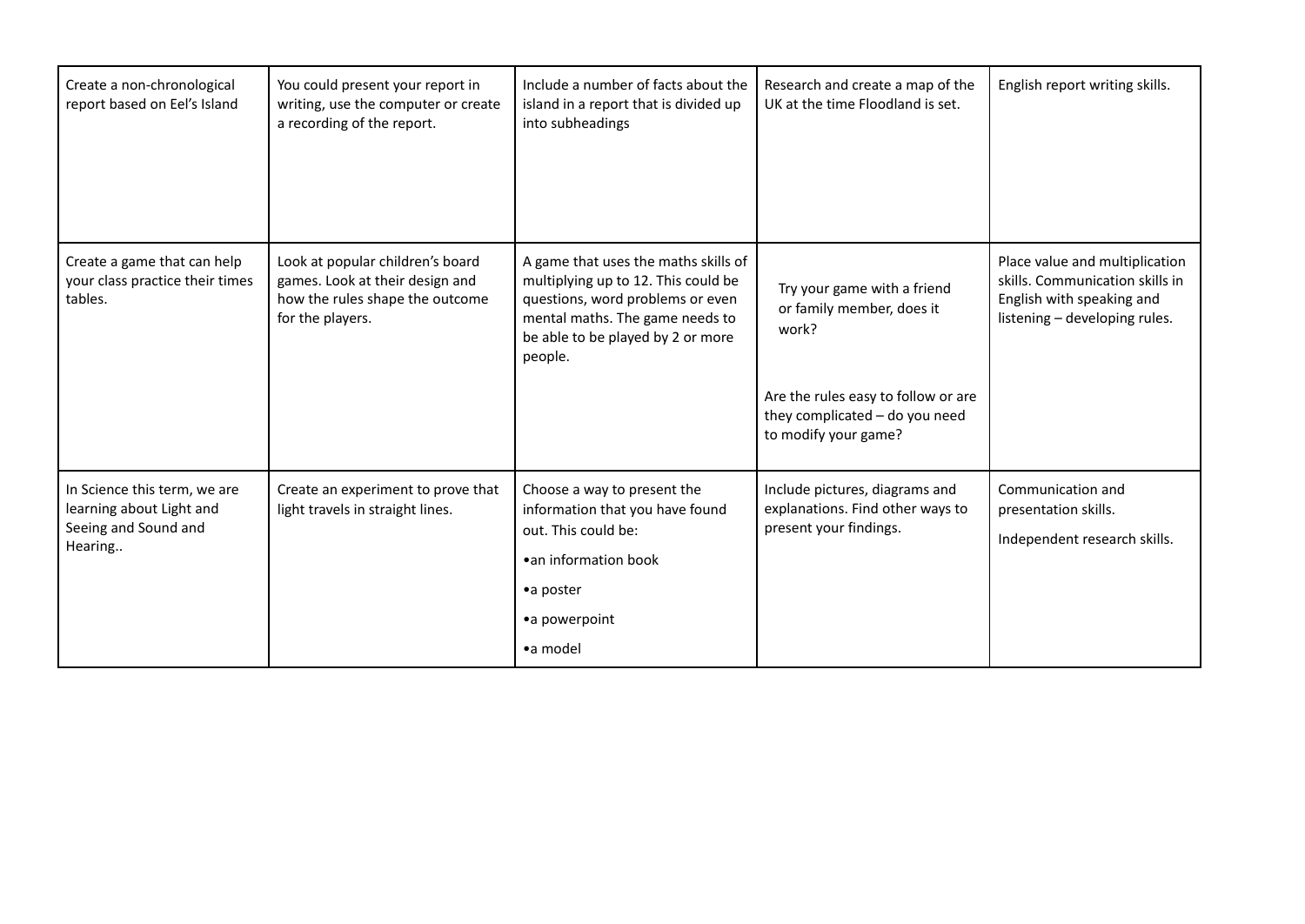| Create a non-chronological report based on Eel's Island | You could present your report in writing, use the computer or create a recording of the report. | Include a number of facts about the island in a report that is divided up into subheadings | Research and create a map of the UK at the time Floodland is set. | English report writing skills. |
|---|---|---|---|---|
| Create a game that can help your class practice their times tables. | Look at popular children's board games. Look at their design and how the rules shape the outcome for the players. | A game that uses the maths skills of multiplying up to 12. This could be questions, word problems or even mental maths. The game needs to be able to be played by 2 or more people. | Try your game with a friend or family member, does it work?<br><br>Are the rules easy to follow or are they complicated – do you need to modify your game? | Place value and multiplication skills. Communication skills in English with speaking and listening – developing rules. |
| In Science this term, we are learning about Light and Seeing and Sound and Hearing.. | Create an experiment to prove that light travels in straight lines. | Choose a way to present the information that you have found out. This could be:<br>•an information book<br>•a poster<br>•a powerpoint<br>•a model | Include pictures, diagrams and explanations. Find other ways to present your findings. | Communication and presentation skills.<br><br>Independent research skills. |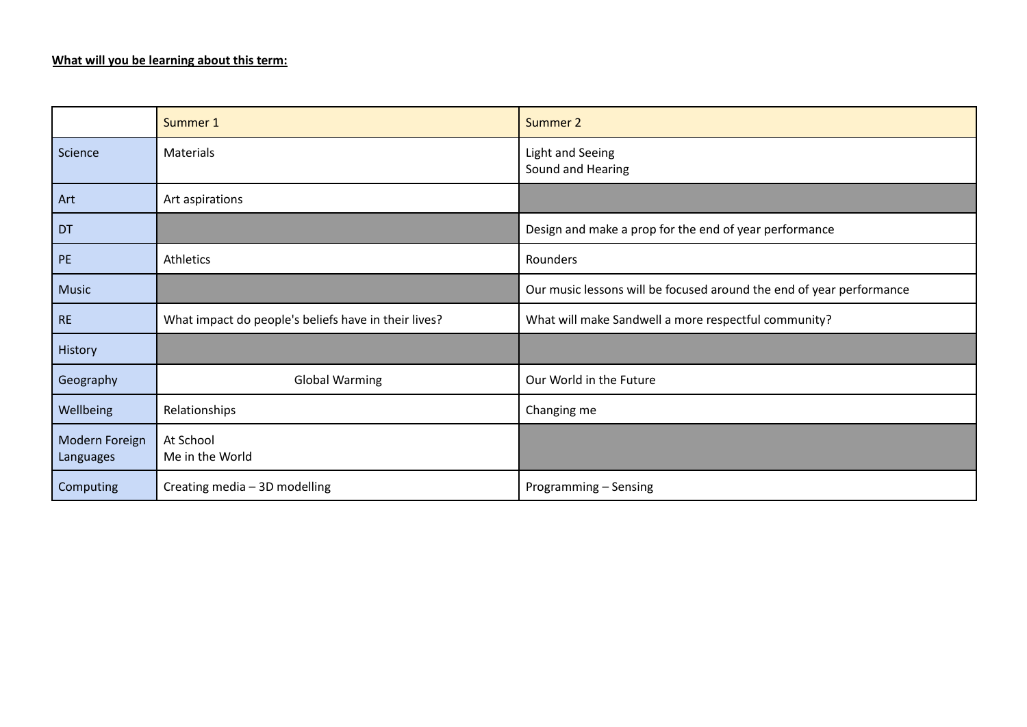**What will you be learning about this term:**

| | Summer 1 | Summer 2 |
|---|---|---|
| Science | Materials | Light and Seeing<br>Sound and Hearing |
| Art | Art aspirations | |
| DT | | Design and make a prop for the end of year performance |
| PE | Athletics | Rounders |
| Music | | Our music lessons will be focused around the end of year performance |
| RE | What impact do people's beliefs have in their lives? | What will make Sandwell a more respectful community? |
| History | | |
| Geography | Global Warming | Our World in the Future |
| Wellbeing | Relationships | Changing me |
| Modern Foreign Languages | At School<br>Me in the World | |
| Computing | Creating media – 3D modelling | Programming – Sensing |